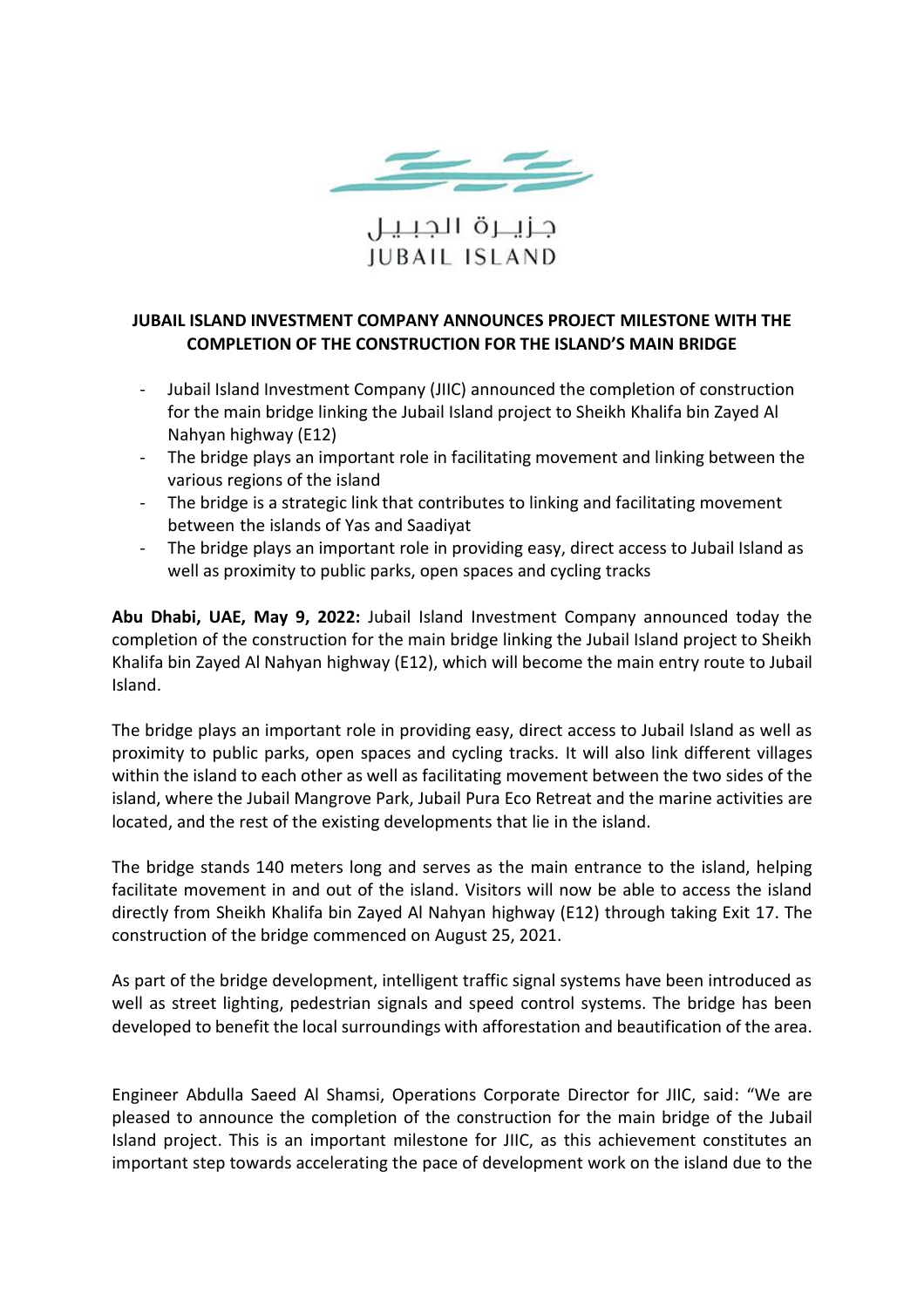جـزيــرة الـجـبـيـل
JUBAIL ISLAND

**JUBAIL ISLAND INVESTMENT COMPANY ANNOUNCES PROJECT MILESTONE WITH THE COMPLETION OF THE CONSTRUCTION FOR THE ISLAND'S MAIN BRIDGE**

- Jubail Island Investment Company (JIIC) announced the completion of construction for the main bridge linking the Jubail Island project to Sheikh Khalifa bin Zayed Al Nahyan highway (E12)
- The bridge plays an important role in facilitating movement and linking between the various regions of the island
- The bridge is a strategic link that contributes to linking and facilitating movement between the islands of Yas and Saadiyat
- The bridge plays an important role in providing easy, direct access to Jubail Island as well as proximity to public parks, open spaces and cycling tracks

**Abu Dhabi, UAE, May 9, 2022:** Jubail Island Investment Company announced today the completion of the construction for the main bridge linking the Jubail Island project to Sheikh Khalifa bin Zayed Al Nahyan highway (E12), which will become the main entry route to Jubail Island.

The bridge plays an important role in providing easy, direct access to Jubail Island as well as proximity to public parks, open spaces and cycling tracks. It will also link different villages within the island to each other as well as facilitating movement between the two sides of the island, where the Jubail Mangrove Park, Jubail Pura Eco Retreat and the marine activities are located, and the rest of the existing developments that lie in the island.

The bridge stands 140 meters long and serves as the main entrance to the island, helping facilitate movement in and out of the island. Visitors will now be able to access the island directly from Sheikh Khalifa bin Zayed Al Nahyan highway (E12) through taking Exit 17. The construction of the bridge commenced on August 25, 2021.

As part of the bridge development, intelligent traffic signal systems have been introduced as well as street lighting, pedestrian signals and speed control systems. The bridge has been developed to benefit the local surroundings with afforestation and beautification of the area.

Engineer Abdulla Saeed Al Shamsi, Operations Corporate Director for JIIC, said: "We are pleased to announce the completion of the construction for the main bridge of the Jubail Island project. This is an important milestone for JIIC, as this achievement constitutes an important step towards accelerating the pace of development work on the island due to the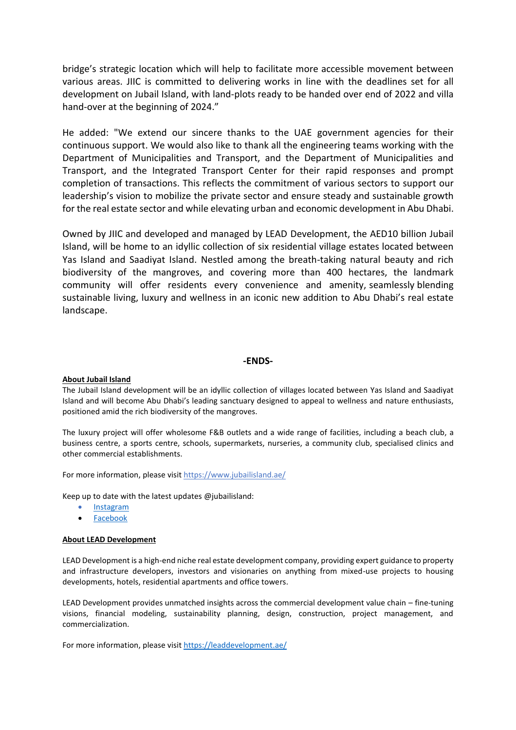bridge's strategic location which will help to facilitate more accessible movement between various areas. JIIC is committed to delivering works in line with the deadlines set for all development on Jubail Island, with land-plots ready to be handed over end of 2022 and villa hand-over at the beginning of 2024."

He added: "We extend our sincere thanks to the UAE government agencies for their continuous support. We would also like to thank all the engineering teams working with the Department of Municipalities and Transport, and the Department of Municipalities and Transport, and the Integrated Transport Center for their rapid responses and prompt completion of transactions. This reflects the commitment of various sectors to support our leadership's vision to mobilize the private sector and ensure steady and sustainable growth for the real estate sector and while elevating urban and economic development in Abu Dhabi.

Owned by JIIC and developed and managed by LEAD Development, the AED10 billion Jubail Island, will be home to an idyllic collection of six residential village estates located between Yas Island and Saadiyat Island. Nestled among the breath-taking natural beauty and rich biodiversity of the mangroves, and covering more than 400 hectares, the landmark community will offer residents every convenience and amenity, seamlessly blending sustainable living, luxury and wellness in an iconic new addition to Abu Dhabi's real estate landscape.

**-ENDS-**

**About Jubail Island**

The Jubail Island development will be an idyllic collection of villages located between Yas Island and Saadiyat Island and will become Abu Dhabi's leading sanctuary designed to appeal to wellness and nature enthusiasts, positioned amid the rich biodiversity of the mangroves.

The luxury project will offer wholesome F&B outlets and a wide range of facilities, including a beach club, a business centre, a sports centre, schools, supermarkets, nurseries, a community club, specialised clinics and other commercial establishments.

For more information, please visit https://www.jubailisland.ae/

Keep up to date with the latest updates @jubailisland:

- Instagram
- Facebook

**About LEAD Development**

LEAD Development is a high-end niche real estate development company, providing expert guidance to property and infrastructure developers, investors and visionaries on anything from mixed-use projects to housing developments, hotels, residential apartments and office towers.

LEAD Development provides unmatched insights across the commercial development value chain – fine-tuning visions, financial modeling, sustainability planning, design, construction, project management, and commercialization.

For more information, please visit https://leaddevelopment.ae/